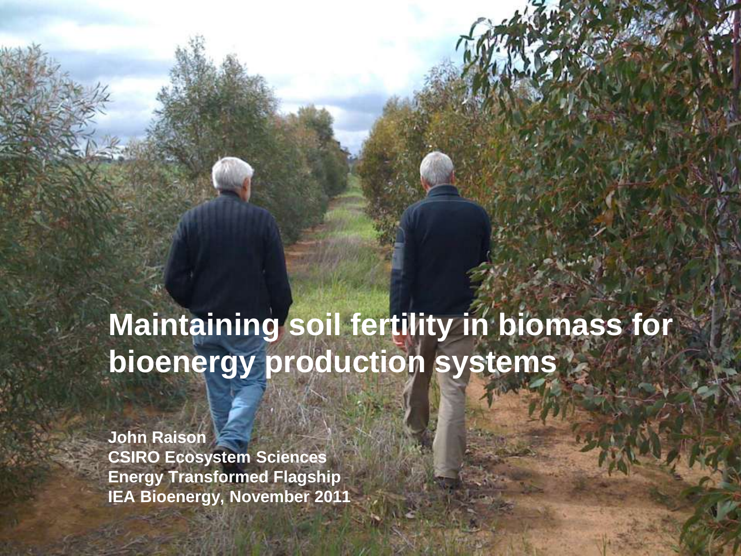# Maintaining soil fertility in biomass for bioenergy production systems

**John Raison**
**CSIRO Ecosystem Sciences**
**Energy Transformed Flagship**
**IEA Bioenergy, November 2011**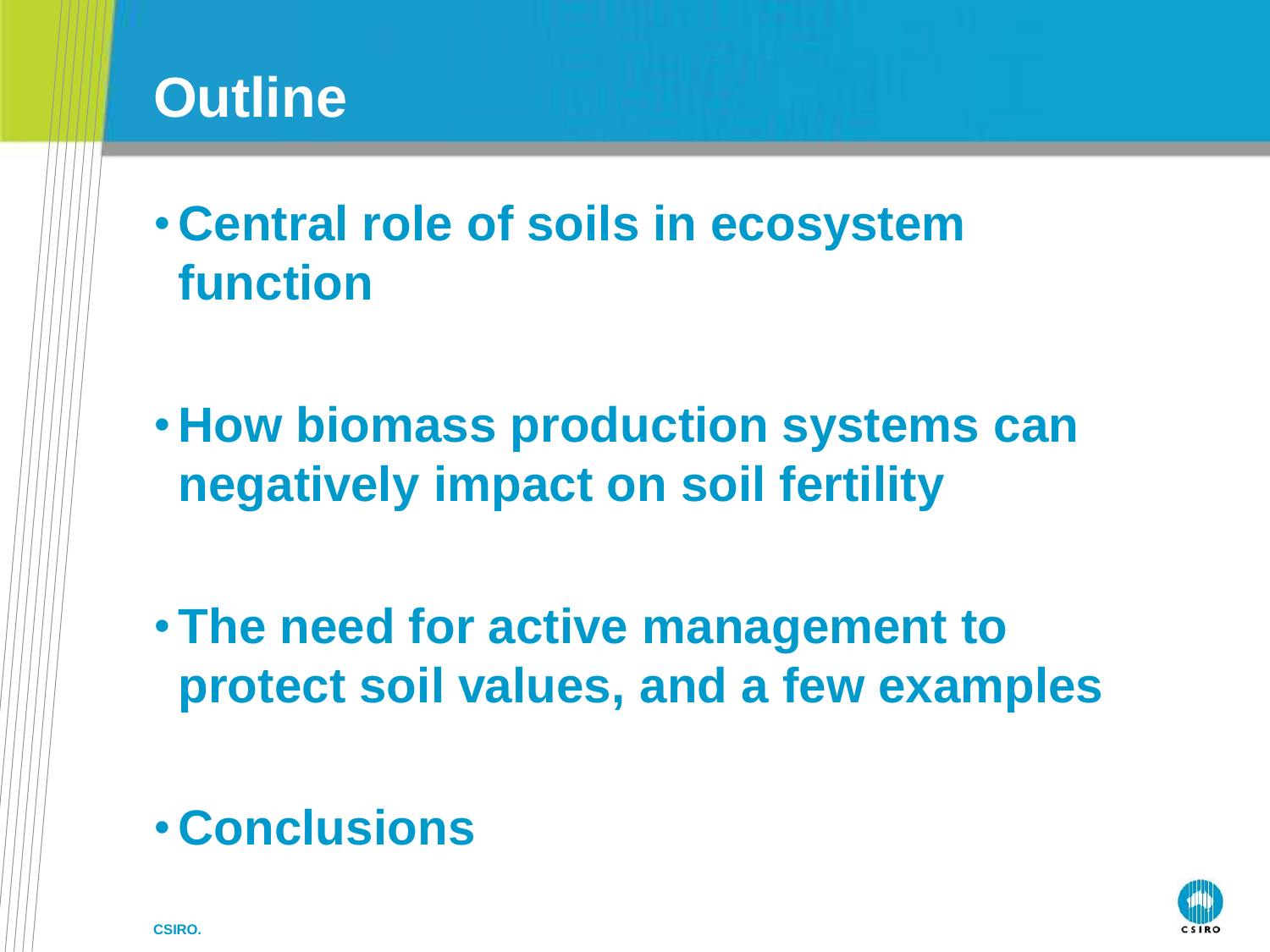# Outline

- **Central role of soils in ecosystem function**
- **How biomass production systems can negatively impact on soil fertility**
- **The need for active management to protect soil values, and a few examples**
- **Conclusions**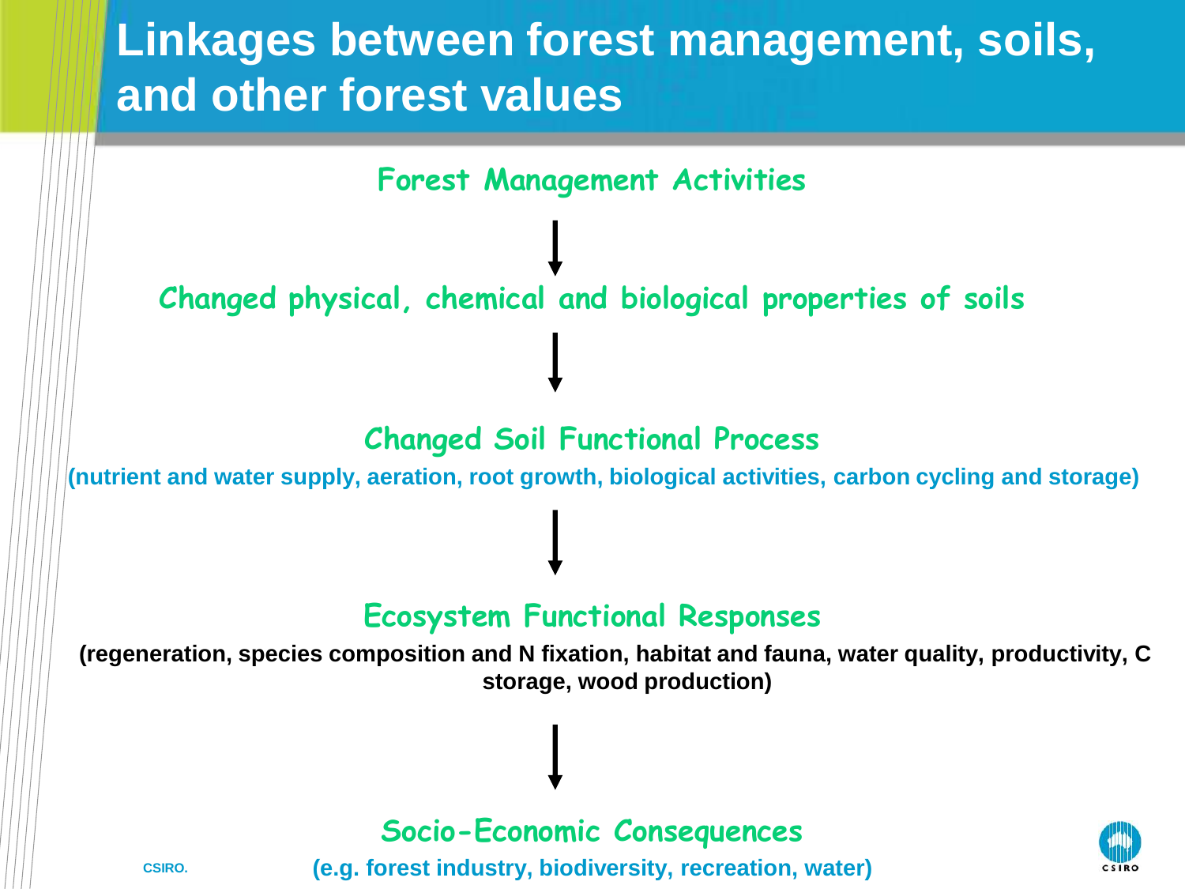# Linkages between forest management, soils, and other forest values

**Forest Management Activities**

↓

**Changed physical, chemical and biological properties of soils**

↓

**Changed Soil Functional Process**

**(nutrient and water supply, aeration, root growth, biological activities, carbon cycling and storage)**

↓

**Ecosystem Functional Responses**

**(regeneration, species composition and N fixation, habitat and fauna, water quality, productivity, C storage, wood production)**

↓

**Socio-Economic Consequences**

**(e.g. forest industry, biodiversity, recreation, water)**

CSIRO.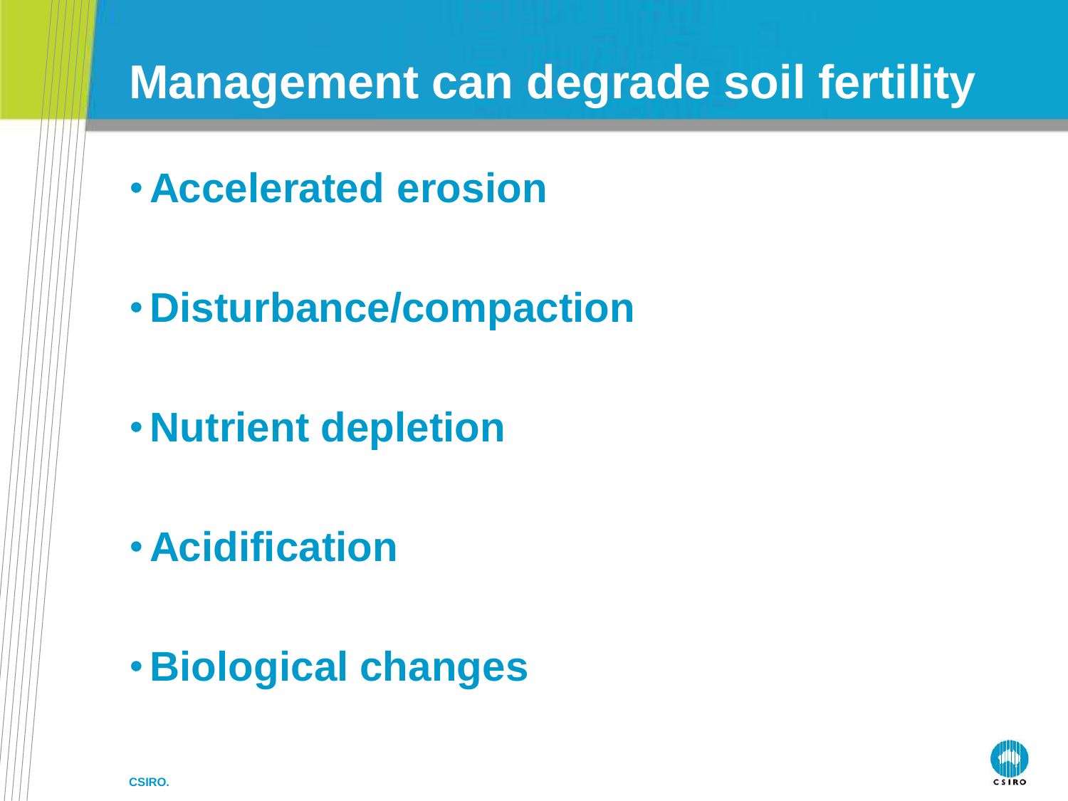# Management can degrade soil fertility

- **Accelerated erosion**
- **Disturbance/compaction**
- **Nutrient depletion**
- **Acidification**
- **Biological changes**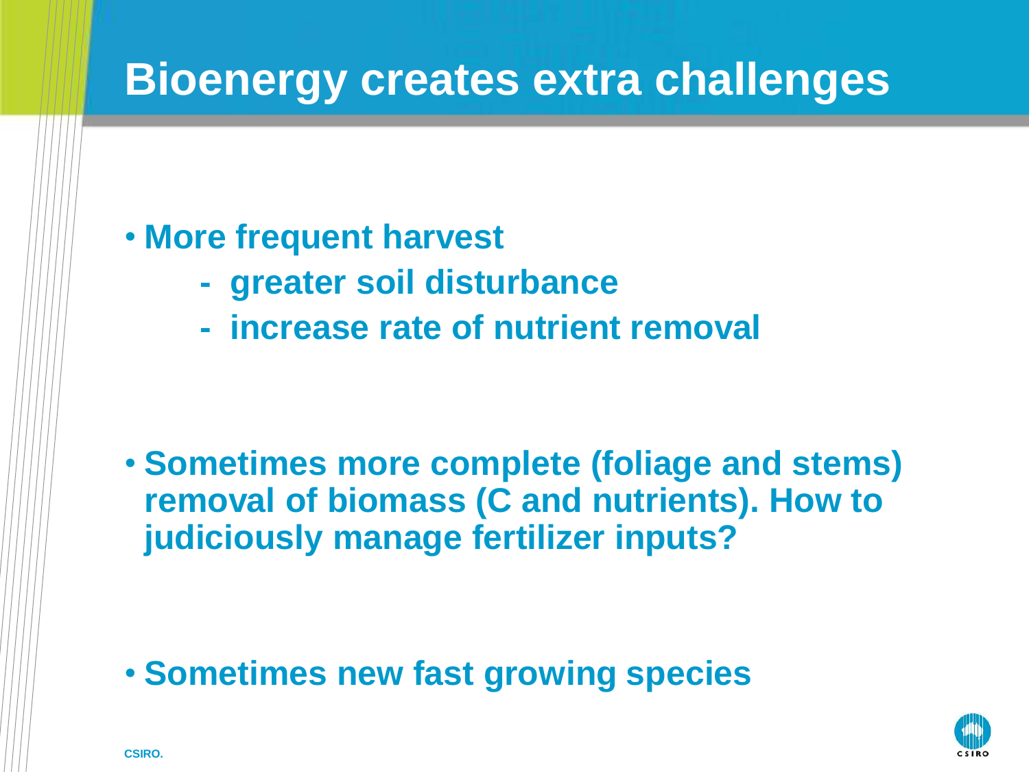# Bioenergy creates extra challenges

- **More frequent harvest**
  - **greater soil disturbance**
  - **increase rate of nutrient removal**

- **Sometimes more complete (foliage and stems) removal of biomass (C and nutrients). How to judiciously manage fertilizer inputs?**

- **Sometimes new fast growing species**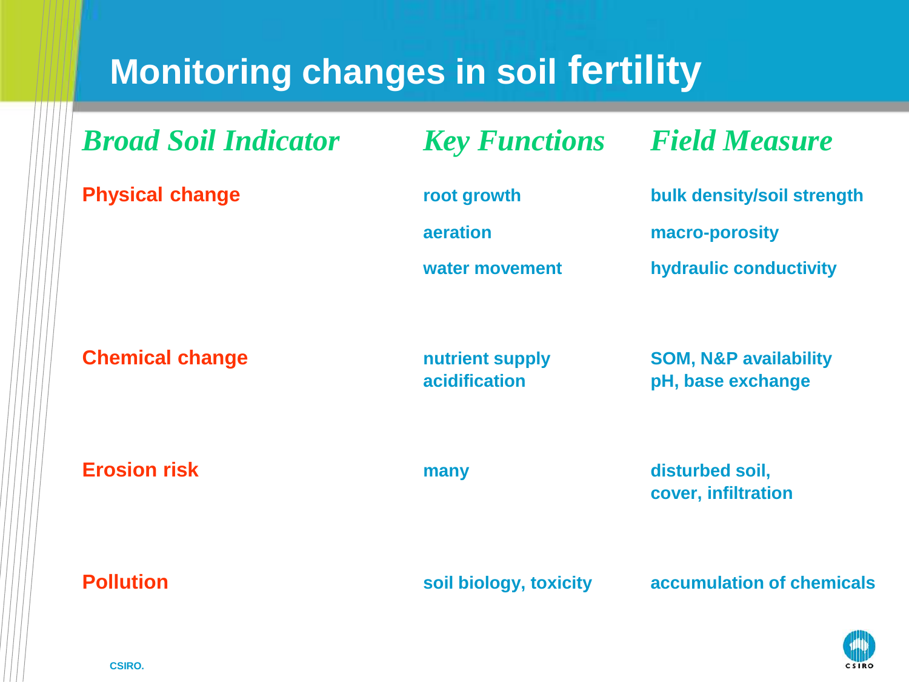# Monitoring changes in soil fertility

| *Broad Soil Indicator* | *Key Functions* | *Field Measure* |
| --- | --- | --- |
| **Physical change** | **root growth** | **bulk density/soil strength** |
| | **aeration** | **macro-porosity** |
| | **water movement** | **hydraulic conductivity** |
| **Chemical change** | **nutrient supply**<br>**acidification** | **SOM, N&P availability**<br>**pH, base exchange** |
| **Erosion risk** | **many** | **disturbed soil,**<br>**cover, infiltration** |
| **Pollution** | **soil biology, toxicity** | **accumulation of chemicals** |

CSIRO.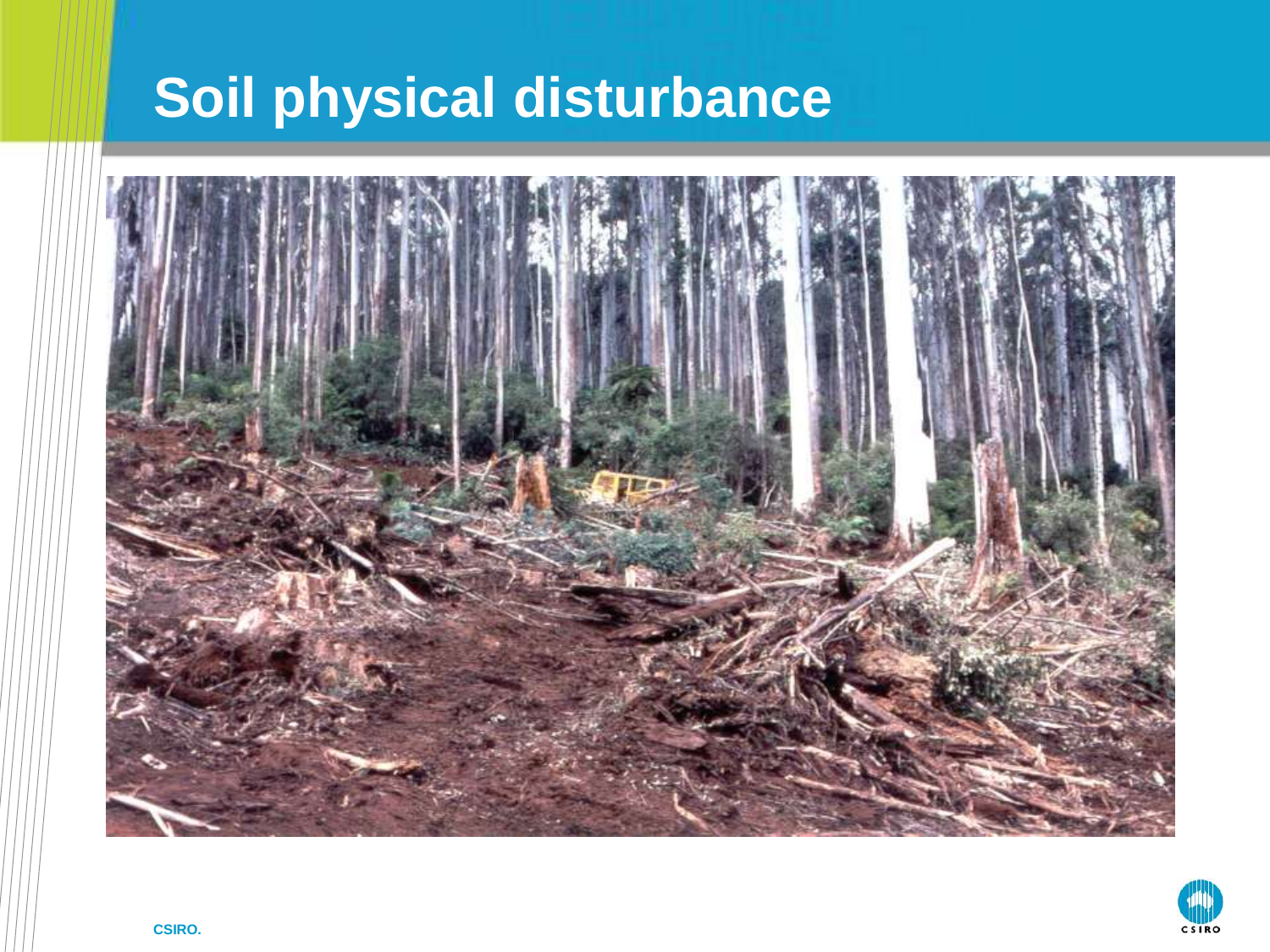# Soil physical disturbance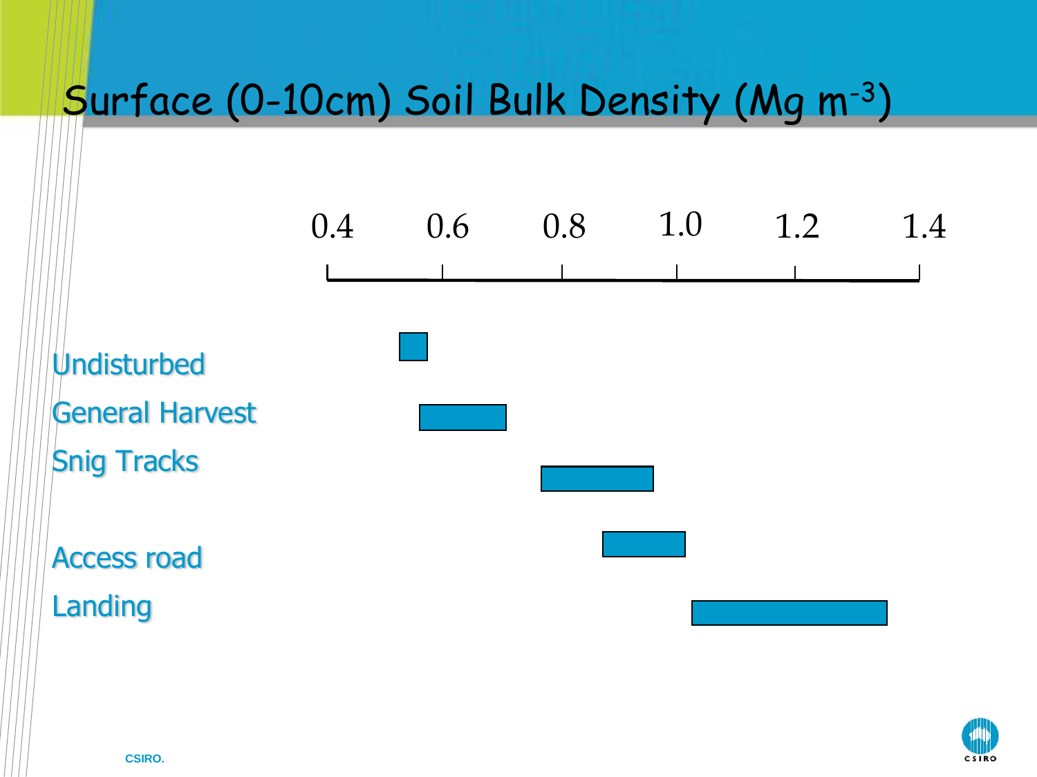# Surface (0-10cm) Soil Bulk Density (Mg $m^{-3}$)

0.4 0.6 0.8 1.0 1.2 1.4

Undisturbed

General Harvest

Snig Tracks

Access road

Landing

CSIRO.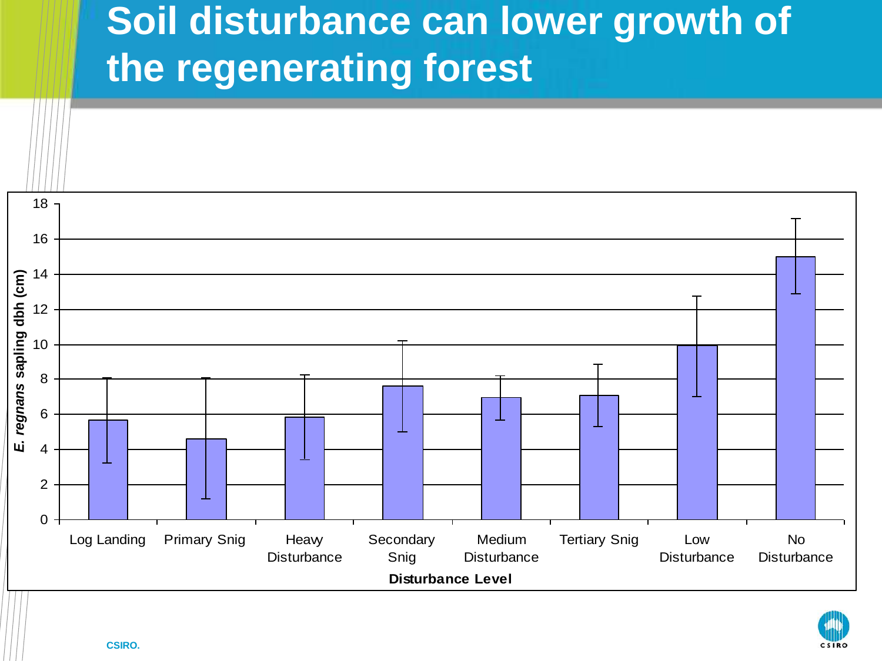# Soil disturbance can lower growth of the regenerating forest

*E. regnans* sapling dbh (cm)

Log Landing | Primary Snig | Heavy Disturbance | Secondary Snig | Medium Disturbance | Tertiary Snig | Low Disturbance | No Disturbance

**Disturbance Level**

CSIRO.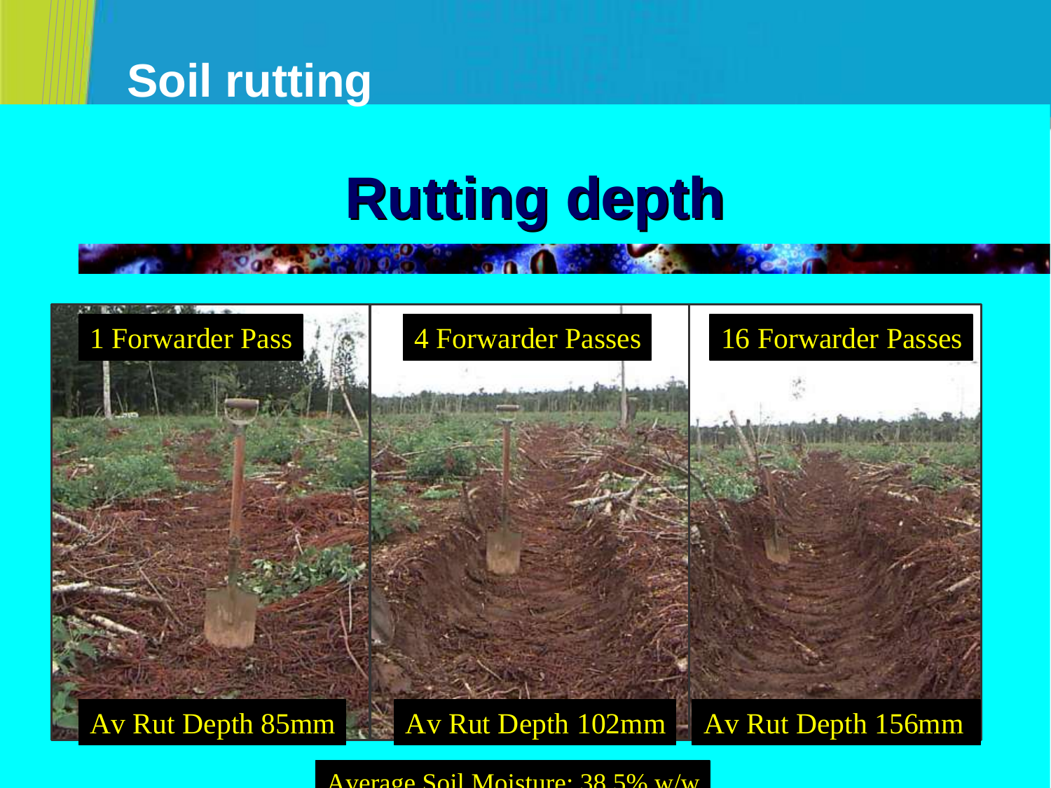# Soil rutting

## Rutting depth

| 1 Forwarder Pass | 4 Forwarder Passes | 16 Forwarder Passes |
| --- | --- | --- |
| Av Rut Depth 85mm | Av Rut Depth 102mm | Av Rut Depth 156mm |

Average Soil Moisture: 38.5% w/w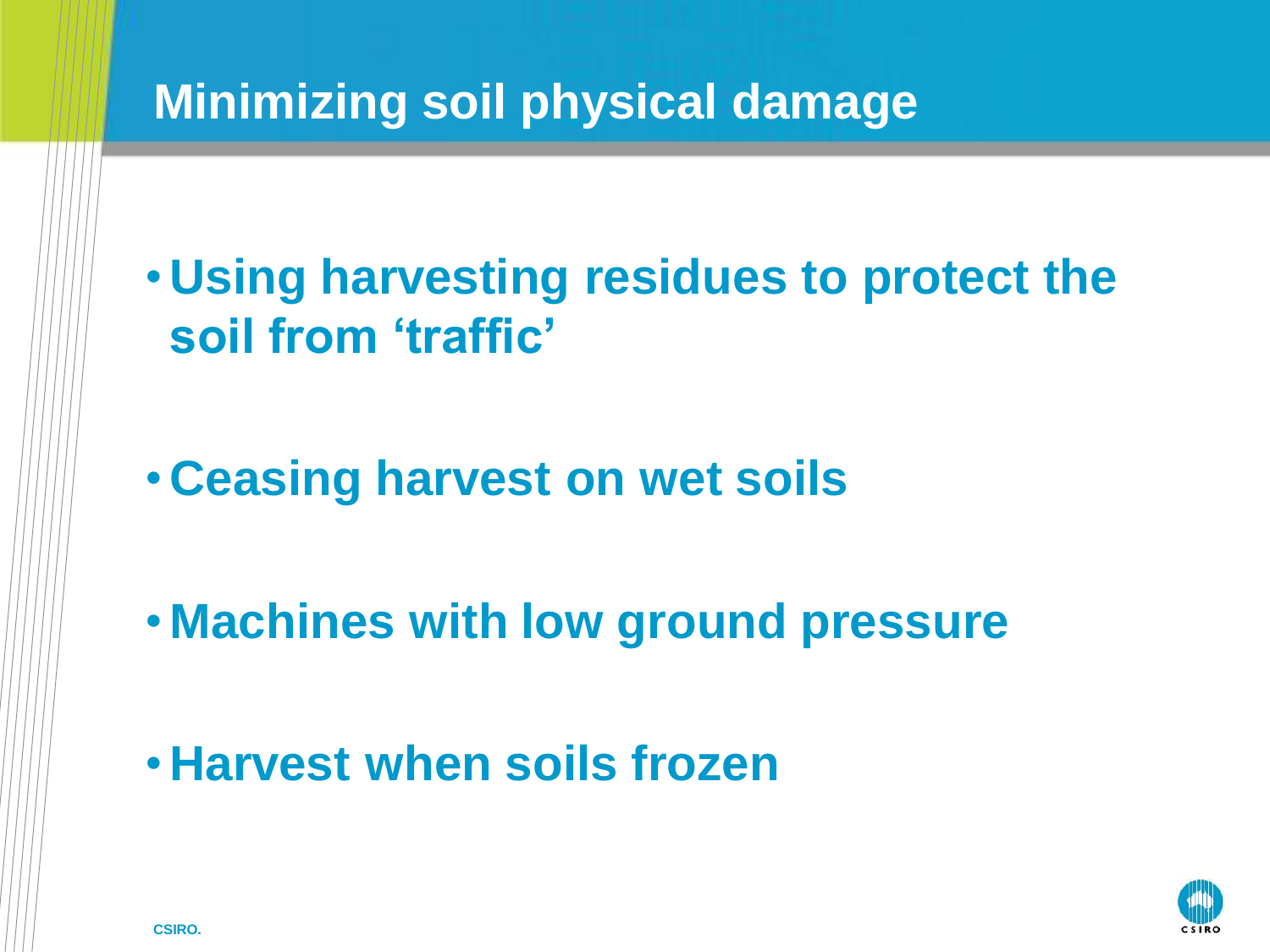# Minimizing soil physical damage

- Using harvesting residues to protect the soil from 'traffic'
- Ceasing harvest on wet soils
- Machines with low ground pressure
- Harvest when soils frozen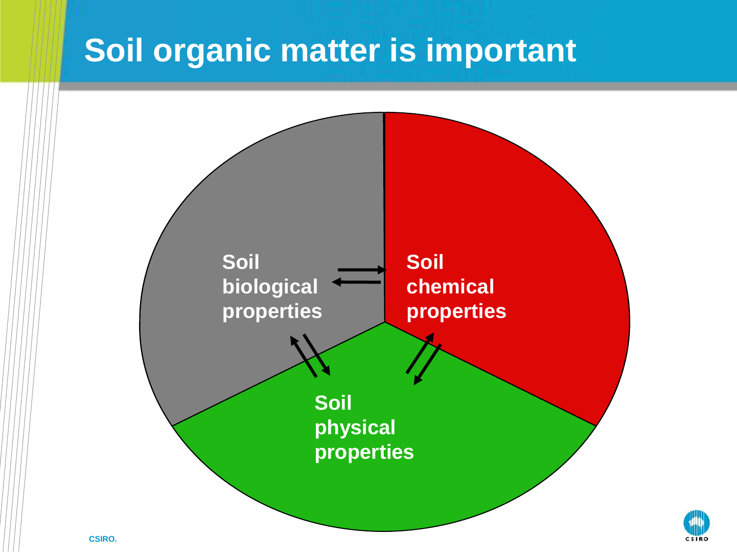# Soil organic matter is important

Soil biological properties

Soil chemical properties

Soil physical properties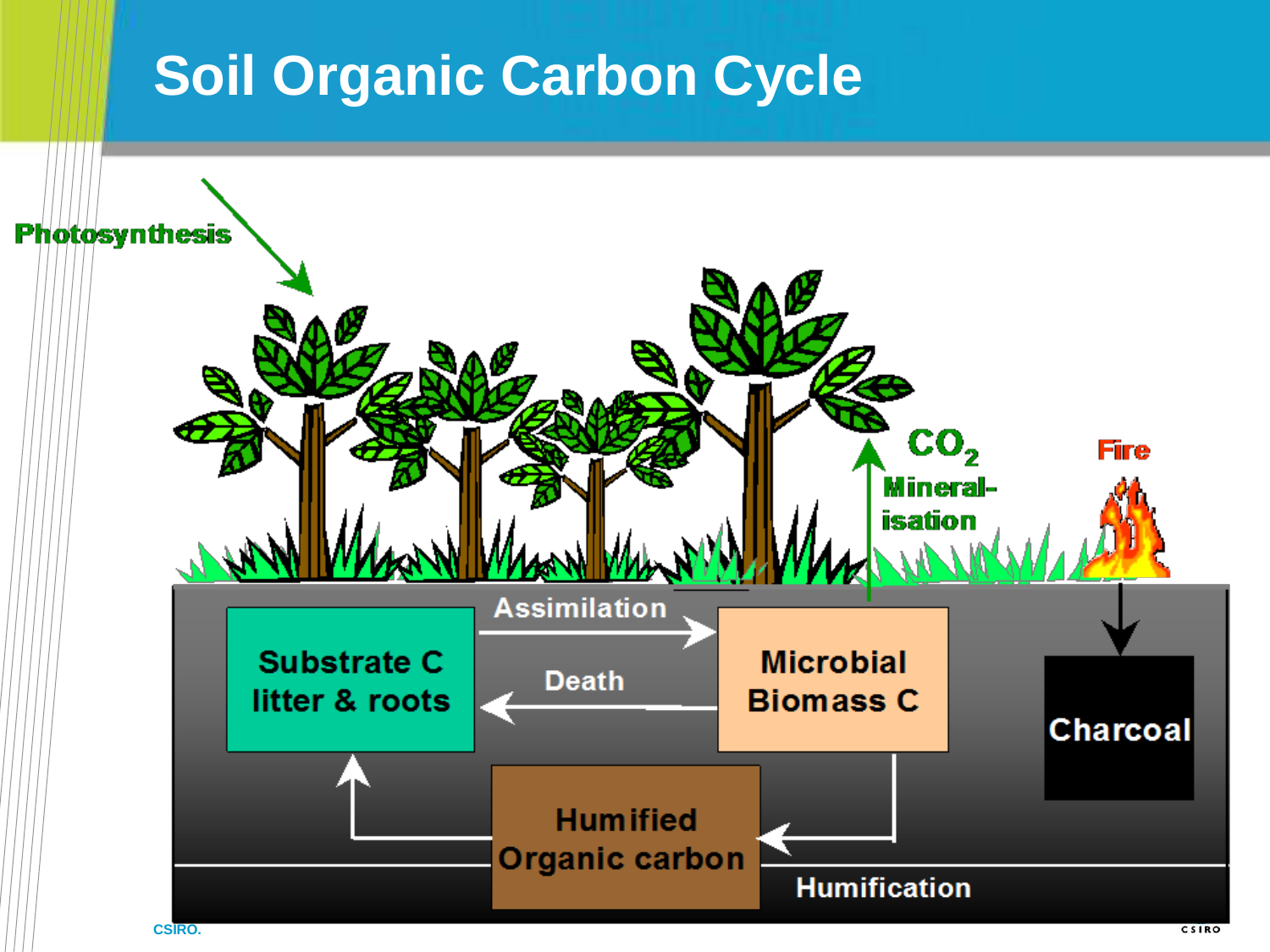# Soil Organic Carbon Cycle

Photosynthesis

$CO_2$

Mineral-isation

Fire

Assimilation

Substrate C litter & roots

Death

Microbial Biomass C

Charcoal

Humified Organic carbon

Humification

CSIRO.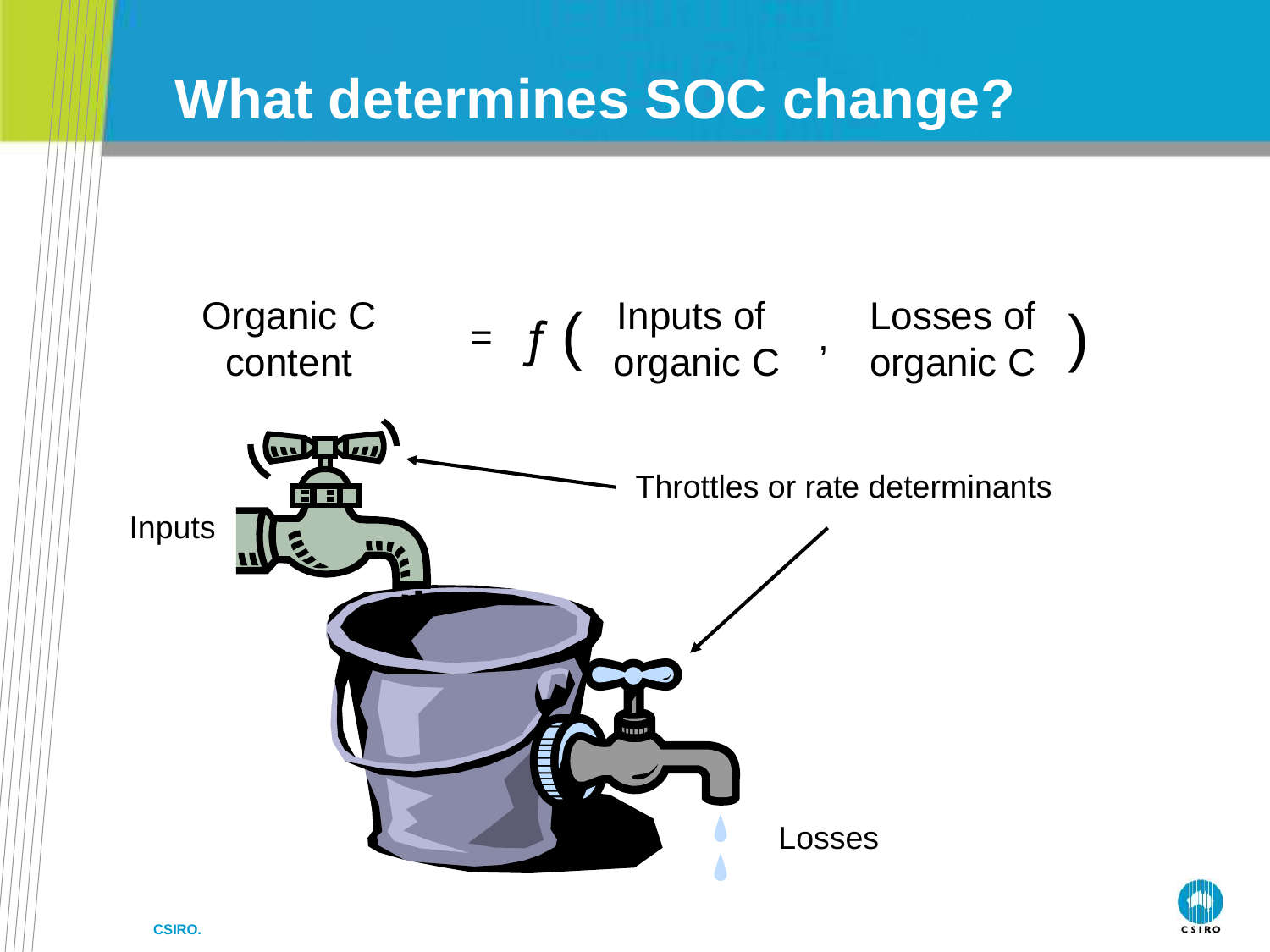# What determines SOC change?

$$\text{Organic C content} = f\left(\text{Inputs of organic C}, \text{Losses of organic C}\right)$$

Inputs

Throttles or rate determinants

Losses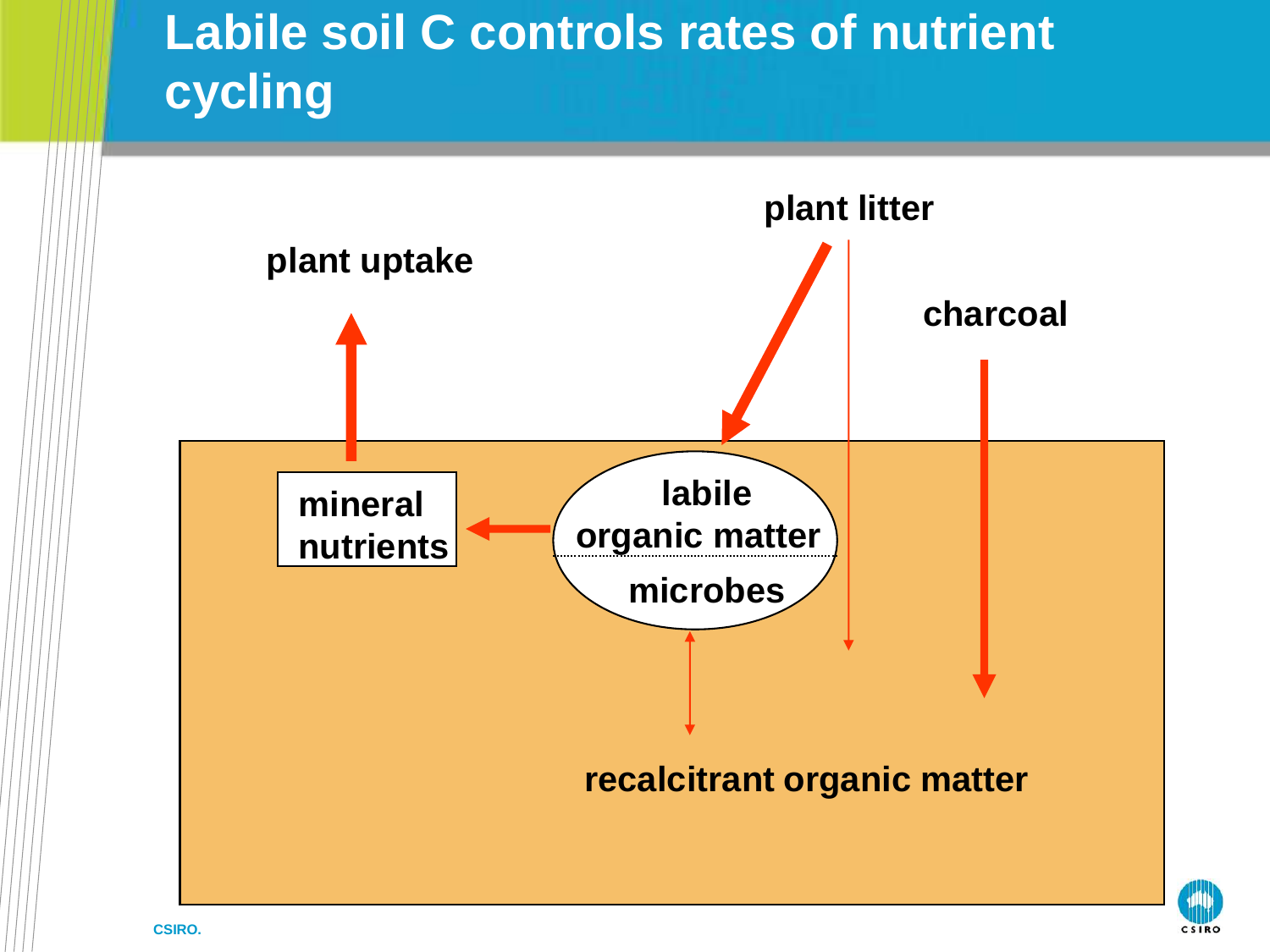# Labile soil C controls rates of nutrient cycling

plant litter

plant uptake

charcoal

mineral nutrients

labile organic matter

microbes

recalcitrant organic matter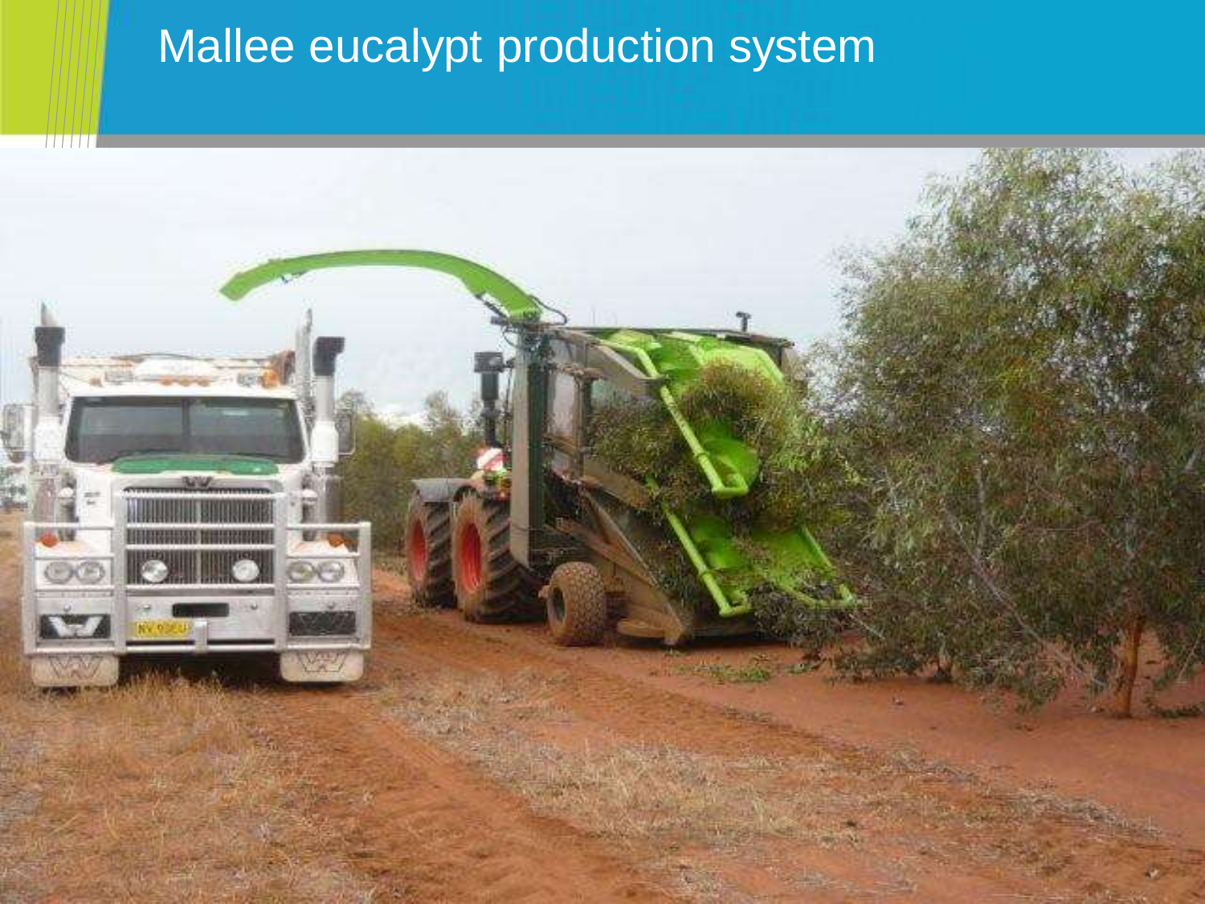# Mallee eucalypt production system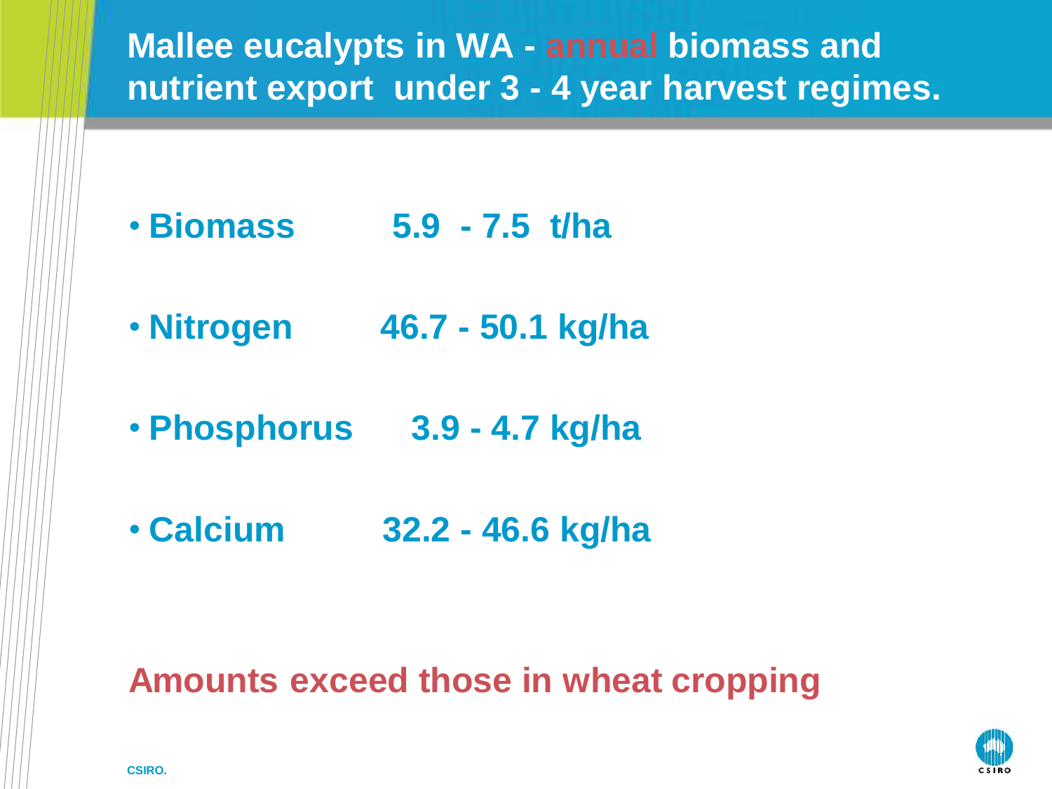# Mallee eucalypts in WA - annual biomass and nutrient export under 3 - 4 year harvest regimes.

- **Biomass** 5.9 - 7.5 t/ha
- **Nitrogen** 46.7 - 50.1 kg/ha
- **Phosphorus** 3.9 - 4.7 kg/ha
- **Calcium** 32.2 - 46.6 kg/ha

**Amounts exceed those in wheat cropping**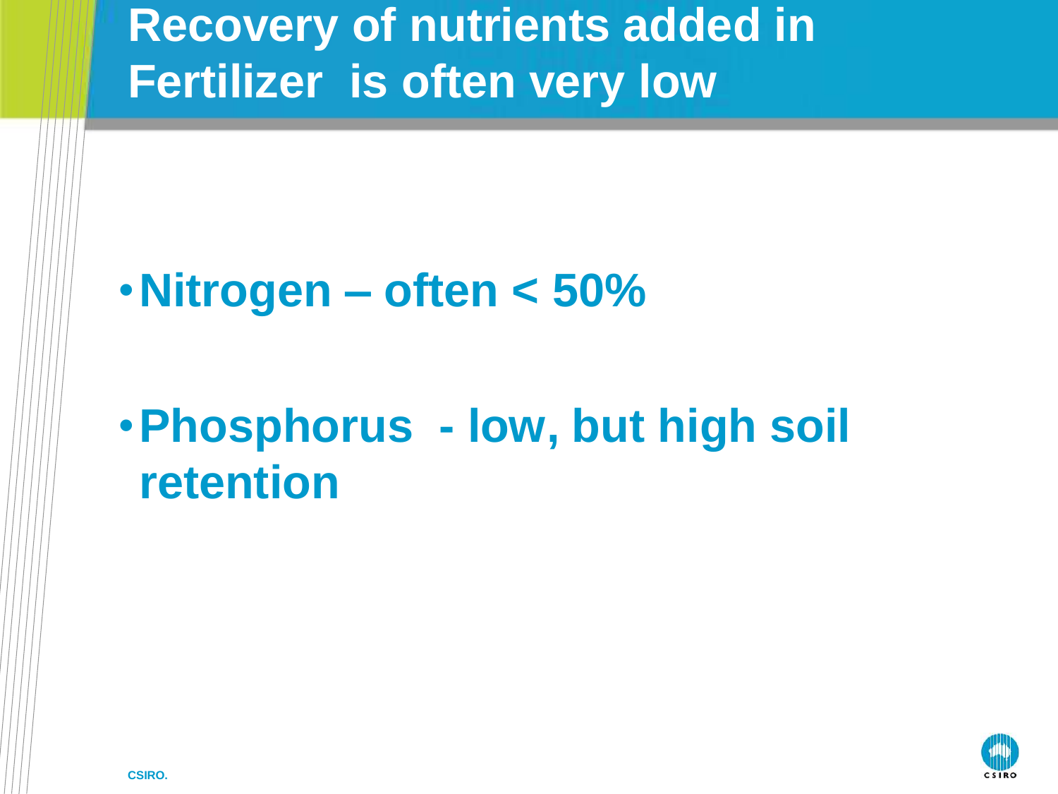# Recovery of nutrients added in Fertilizer is often very low

- **Nitrogen – often < 50%**
- **Phosphorus - low, but high soil retention**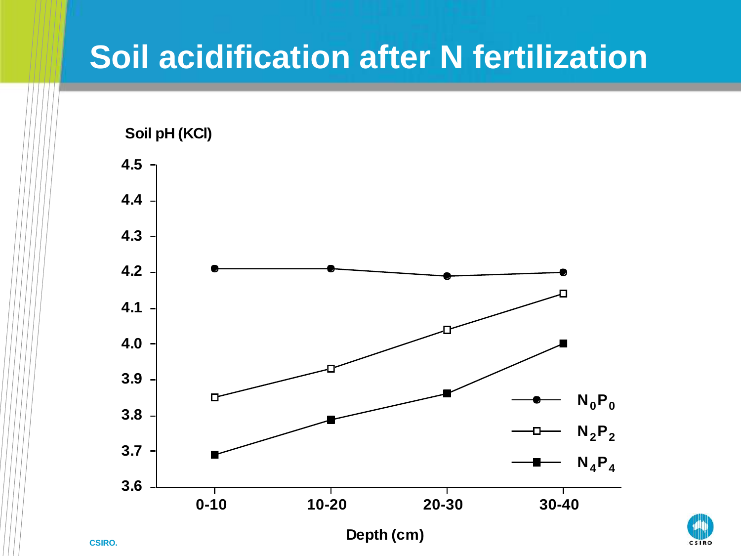# Soil acidification after N fertilization

Soil pH (KCl)

| Depth (cm) | $N_0P_0$ | $N_2P_2$ | $N_4P_4$ |
|---|---|---|---|
| 0-10 | 4.21 | 3.85 | 3.69 |
| 10-20 | 4.21 | 3.93 | 3.79 |
| 20-30 | 4.19 | 4.04 | 3.86 |
| 30-40 | 4.20 | 4.14 | 4.00 |

Depth (cm)

CSIRO.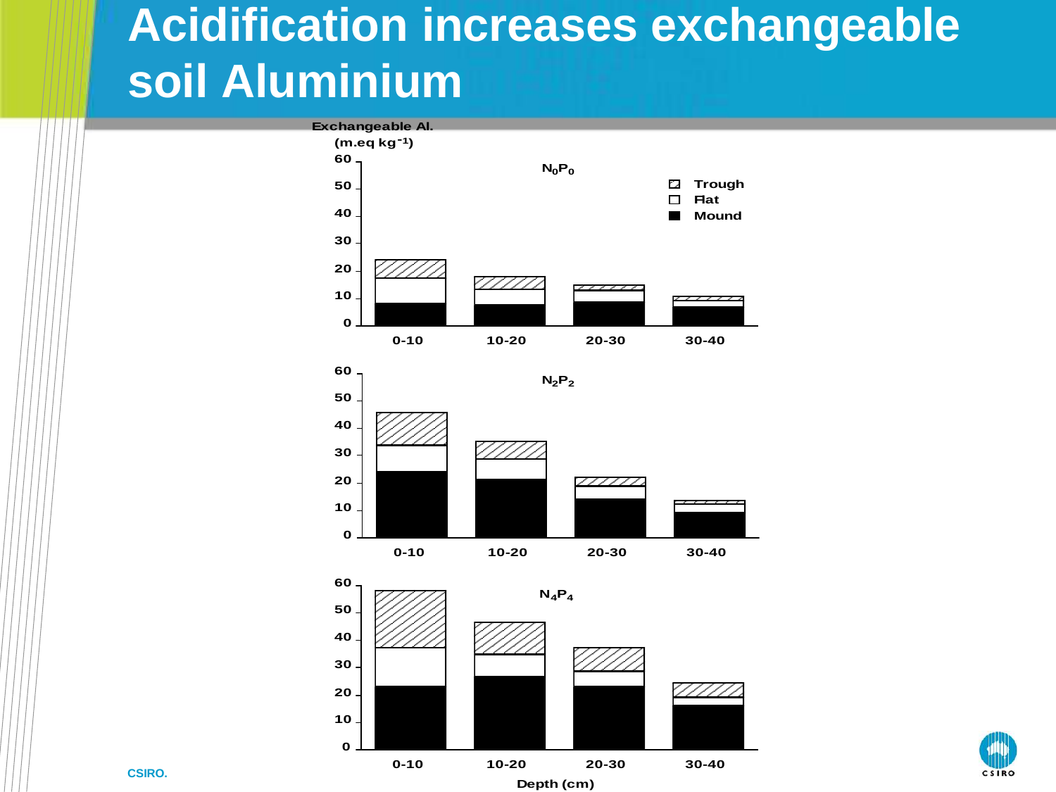# Acidification increases exchangeable soil Aluminium

Exchangeable Al.
(m.eq $kg^{-1}$)

$N_0P_0$

Trough
Flat
Mound

0-10 10-20 20-30 30-40

$N_2P_2$

0-10 10-20 20-30 30-40

$N_4P_4$

0-10 10-20 20-30 30-40

Depth (cm)

CSIRO.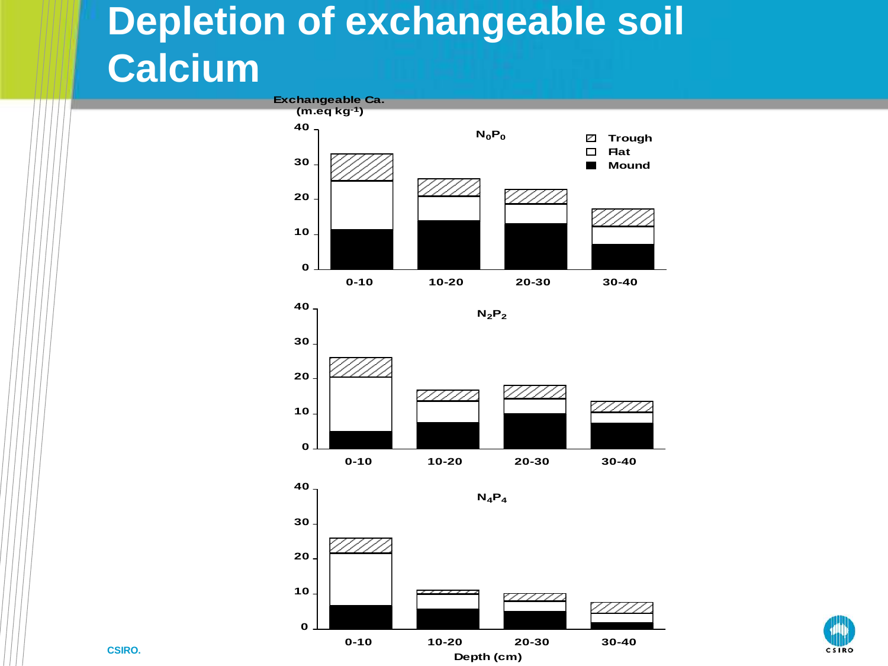# Depletion of exchangeable soil Calcium

Exchangeable Ca. (m.eq kg-1)

$N_0P_0$

Trough
Flat
Mound

0-10 10-20 20-30 30-40

$N_2P_2$

0-10 10-20 20-30 30-40

$N_4P_4$

0-10 10-20 20-30 30-40

Depth (cm)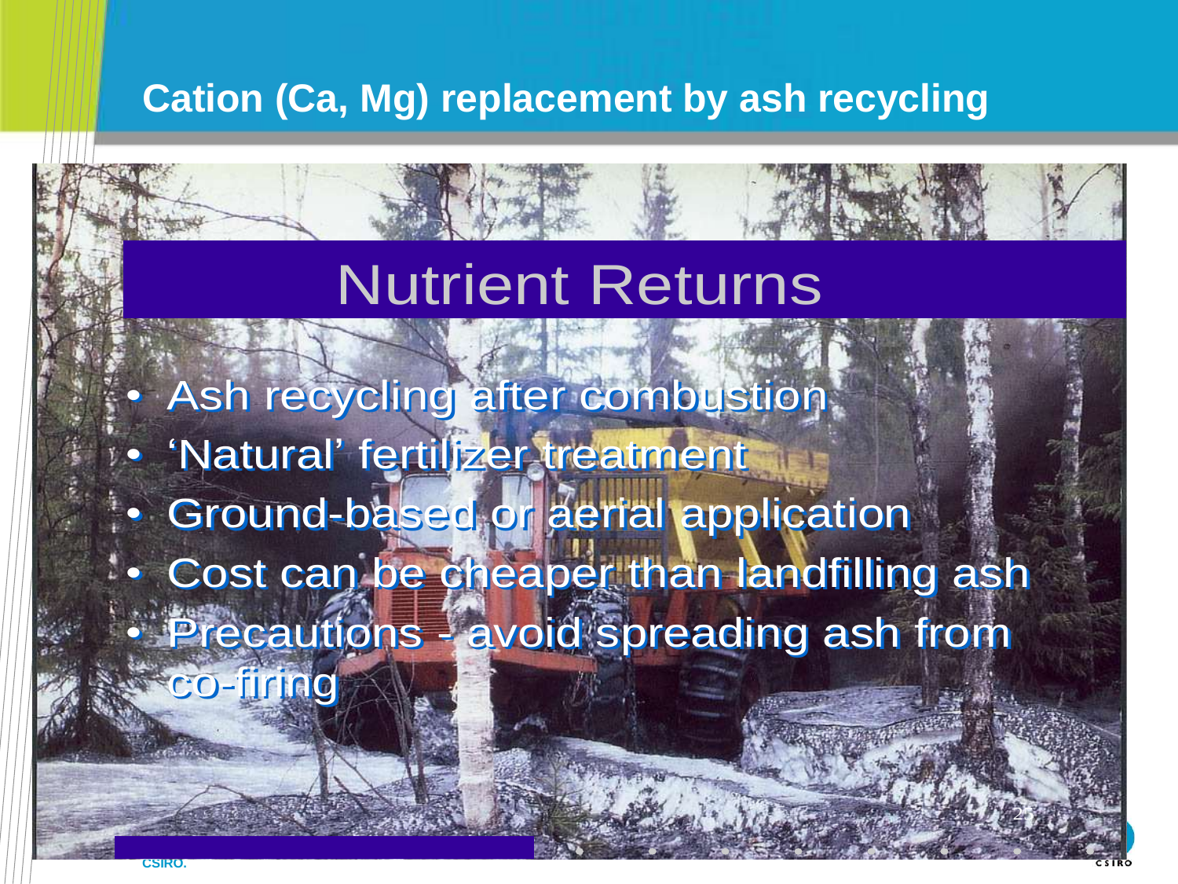# Cation (Ca, Mg) replacement by ash recycling

## Nutrient Returns

- Ash recycling after combustion
- 'Natural' fertilizer treatment
- Ground-based or aerial application
- Cost can be cheaper than landfilling ash
- Precautions - avoid spreading ash from co-firing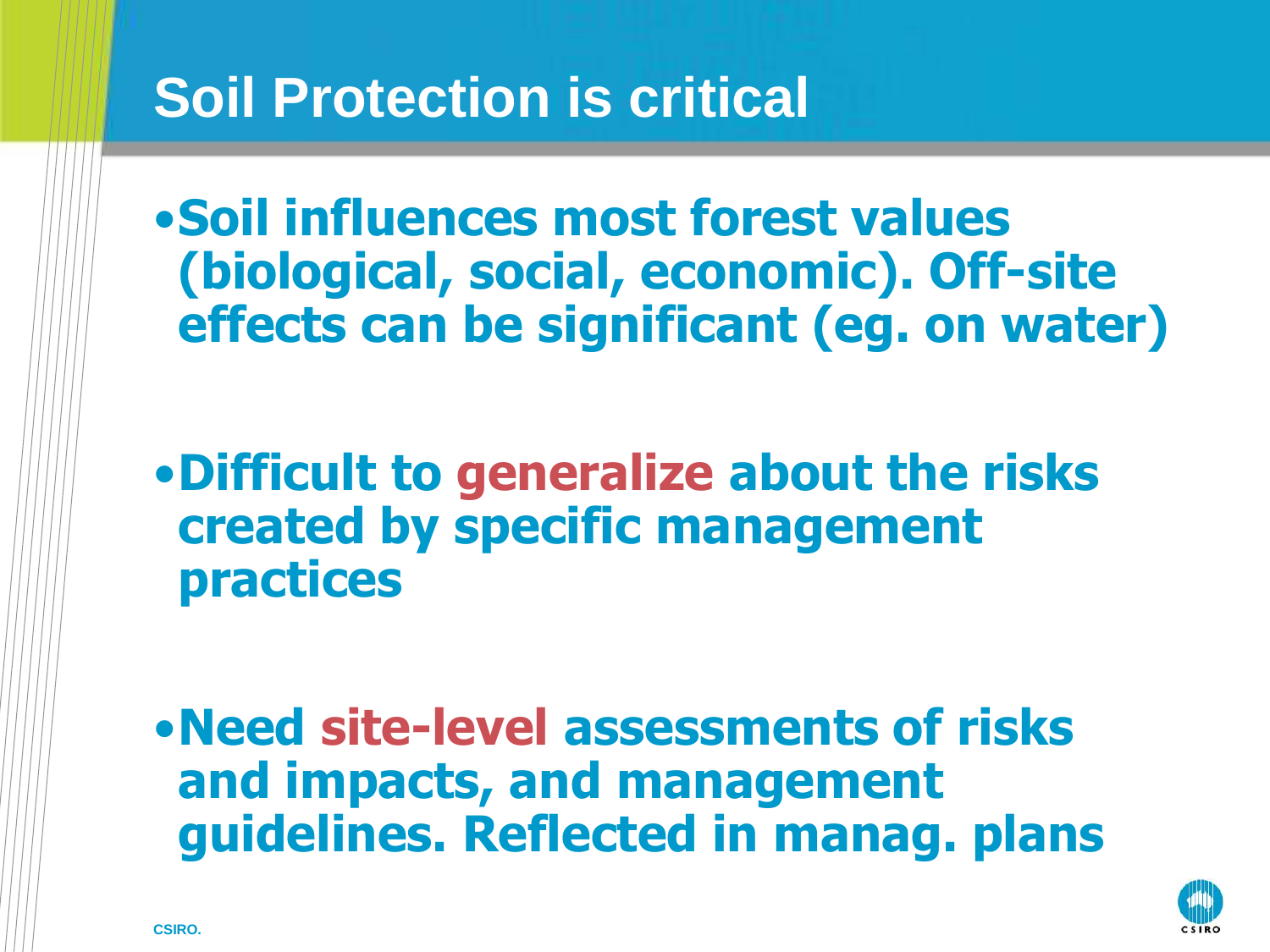# Soil Protection is critical

- **Soil influences most forest values (biological, social, economic). Off-site effects can be significant (eg. on water)**
- **Difficult to generalize about the risks created by specific management practices**
- **Need site-level assessments of risks and impacts, and management guidelines. Reflected in manag. plans**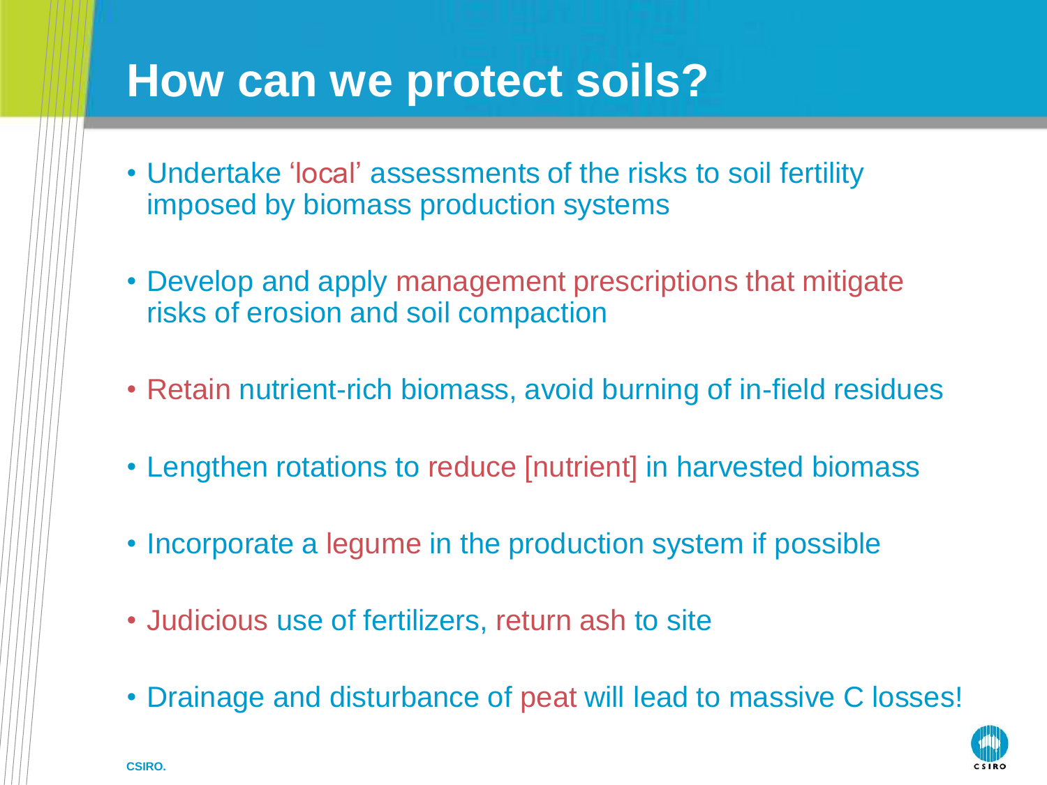# How can we protect soils?

- Undertake 'local' assessments of the risks to soil fertility imposed by biomass production systems
- Develop and apply management prescriptions that mitigate risks of erosion and soil compaction
- Retain nutrient-rich biomass, avoid burning of in-field residues
- Lengthen rotations to reduce [nutrient] in harvested biomass
- Incorporate a legume in the production system if possible
- Judicious use of fertilizers, return ash to site
- Drainage and disturbance of peat will lead to massive C losses!

CSIRO.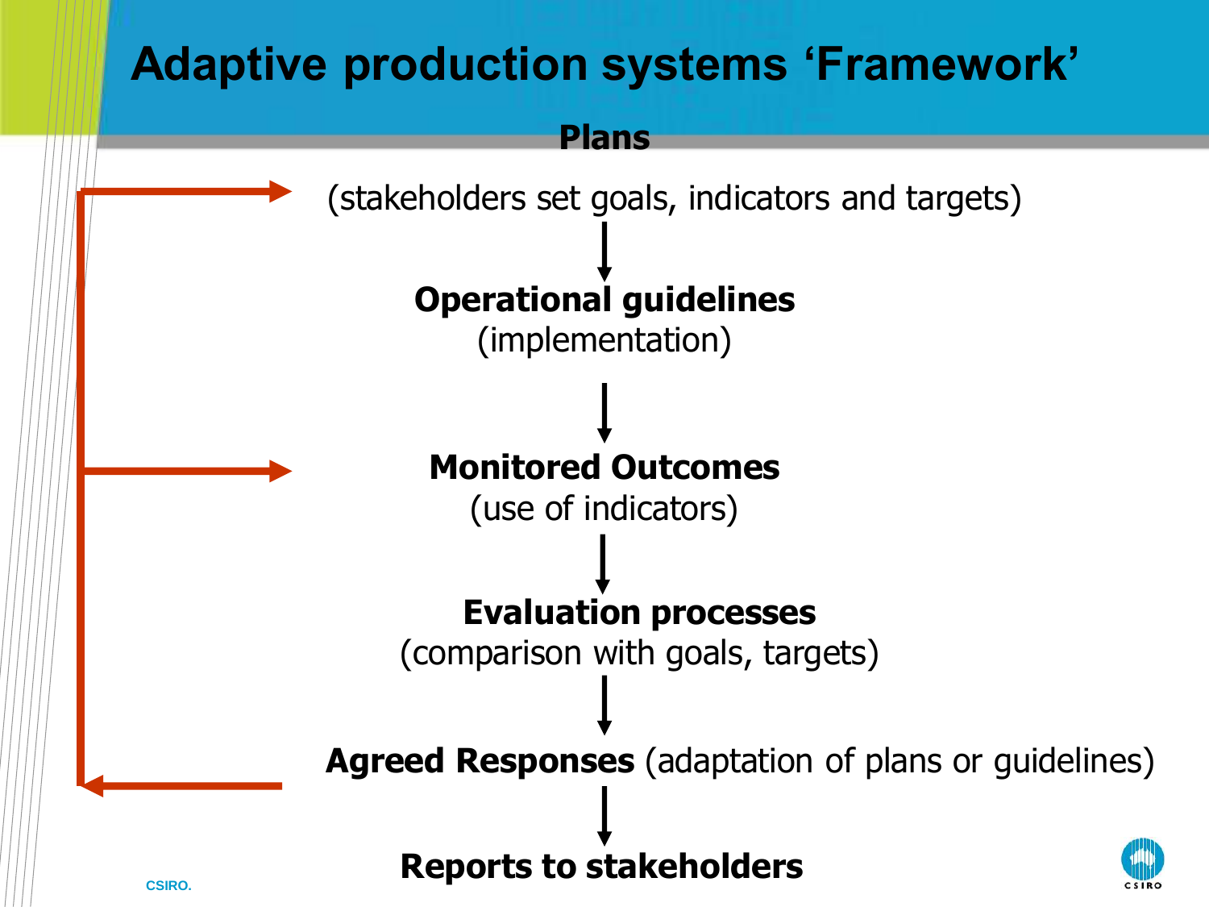# Adaptive production systems 'Framework'

**Plans**

(stakeholders set goals, indicators and targets)

↓

**Operational guidelines**
(implementation)

↓

**Monitored Outcomes**
(use of indicators)

↓

**Evaluation processes**
(comparison with goals, targets)

↓

**Agreed Responses** (adaptation of plans or guidelines)

↓

**Reports to stakeholders**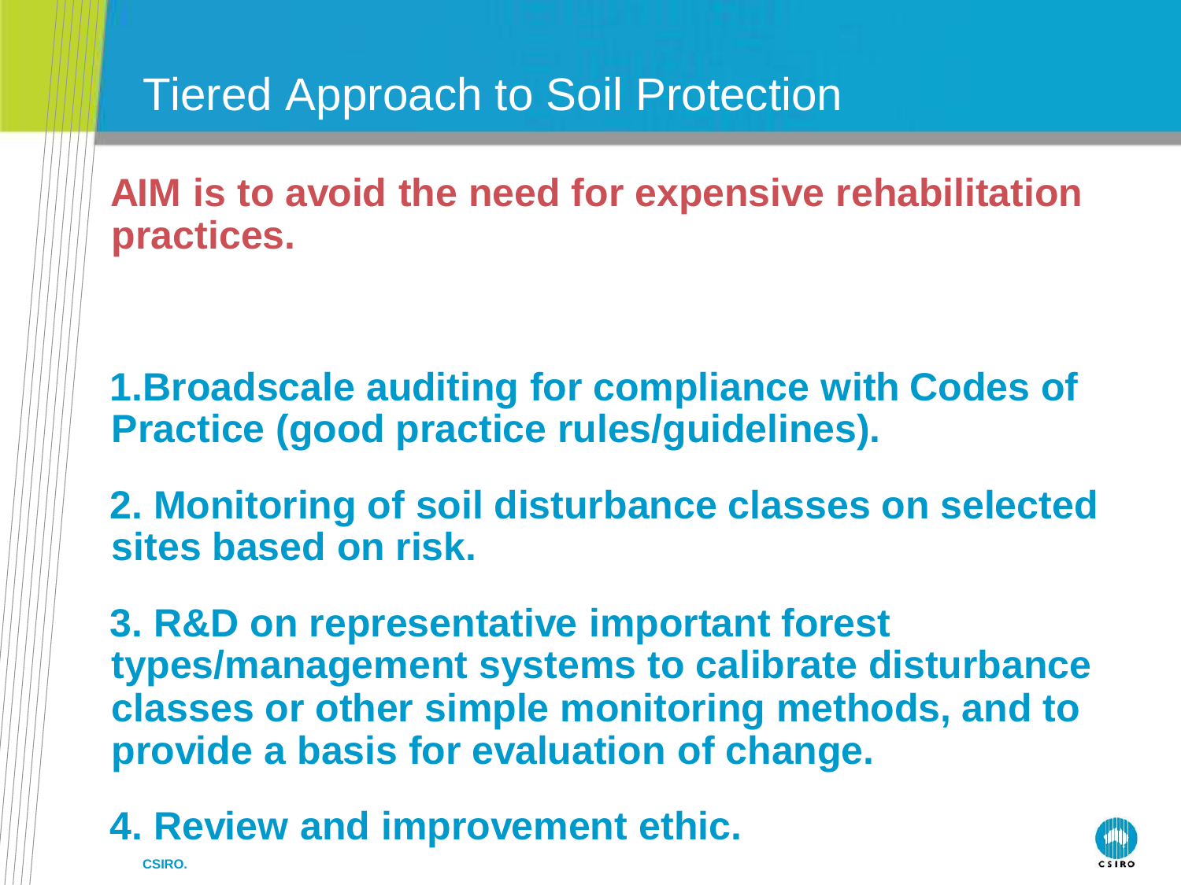# Tiered Approach to Soil Protection

**AIM is to avoid the need for expensive rehabilitation practices.**

**1. Broadscale auditing for compliance with Codes of Practice (good practice rules/guidelines).**

**2. Monitoring of soil disturbance classes on selected sites based on risk.**

**3. R&D on representative important forest types/management systems to calibrate disturbance classes or other simple monitoring methods, and to provide a basis for evaluation of change.**

**4. Review and improvement ethic.**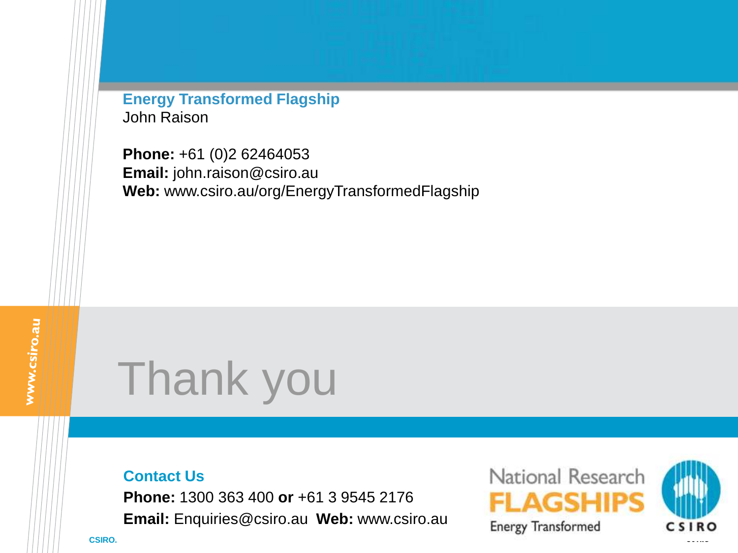**Energy Transformed Flagship**
John Raison

**Phone:** +61 (0)2 62464053
**Email:** john.raison@csiro.au
**Web:** www.csiro.au/org/EnergyTransformedFlagship

# Thank you

**Contact Us**
**Phone:** 1300 363 400 **or** +61 3 9545 2176
**Email:** Enquiries@csiro.au **Web:** www.csiro.au